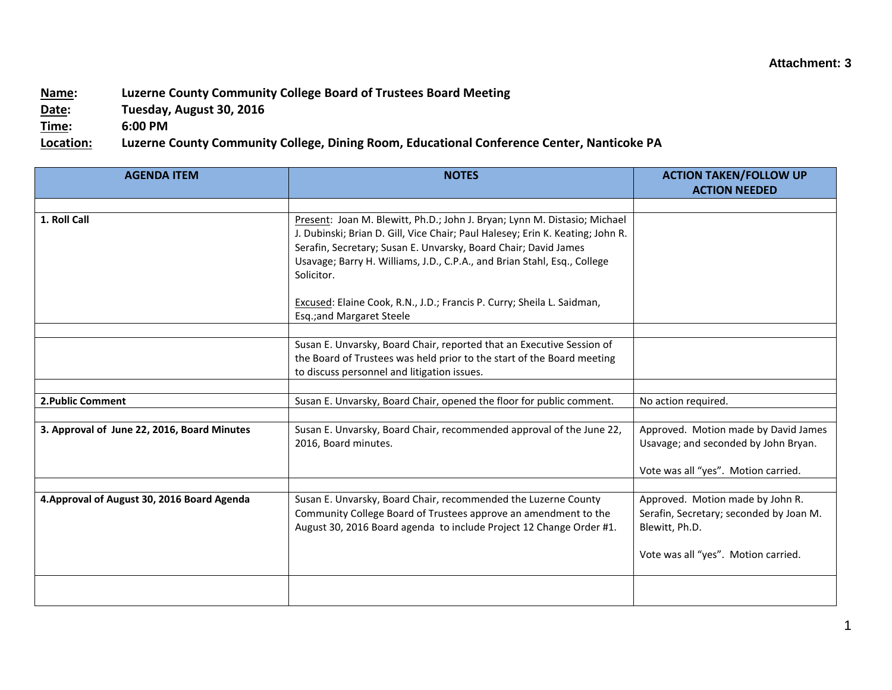**Attachment: 3**

**Name:** **Luzerne County Community College Board of Trustees Board Meeting**
**Date:** **Tuesday, August 30, 2016**
**Time:** **6:00 PM**
**Location:** **Luzerne County Community College, Dining Room, Educational Conference Center, Nanticoke PA**

| AGENDA ITEM | NOTES | ACTION TAKEN/FOLLOW UP ACTION NEEDED |
|---|---|---|
| | | |
| **1. Roll Call** | Present: Joan M. Blewitt, Ph.D.; John J. Bryan; Lynn M. Distasio; Michael J. Dubinski; Brian D. Gill, Vice Chair; Paul Halesey; Erin K. Keating; John R. Serafin, Secretary; Susan E. Unvarsky, Board Chair; David James Usavage; Barry H. Williams, J.D., C.P.A., and Brian Stahl, Esq., College Solicitor.<br><br>Excused: Elaine Cook, R.N., J.D.; Francis P. Curry; Sheila L. Saidman, Esq.;and Margaret Steele | |
| | | |
| | Susan E. Unvarsky, Board Chair, reported that an Executive Session of the Board of Trustees was held prior to the start of the Board meeting to discuss personnel and litigation issues. | |
| | | |
| **2.Public Comment** | Susan E. Unvarsky, Board Chair, opened the floor for public comment. | No action required. |
| | | |
| **3. Approval of June 22, 2016, Board Minutes** | Susan E. Unvarsky, Board Chair, recommended approval of the June 22, 2016, Board minutes. | Approved. Motion made by David James Usavage; and seconded by John Bryan.<br><br>Vote was all "yes". Motion carried. |
| | | |
| **4.Approval of August 30, 2016 Board Agenda** | Susan E. Unvarsky, Board Chair, recommended the Luzerne County Community College Board of Trustees approve an amendment to the August 30, 2016 Board agenda to include Project 12 Change Order #1. | Approved. Motion made by John R. Serafin, Secretary; seconded by Joan M. Blewitt, Ph.D.<br><br>Vote was all "yes". Motion carried. |
| | | |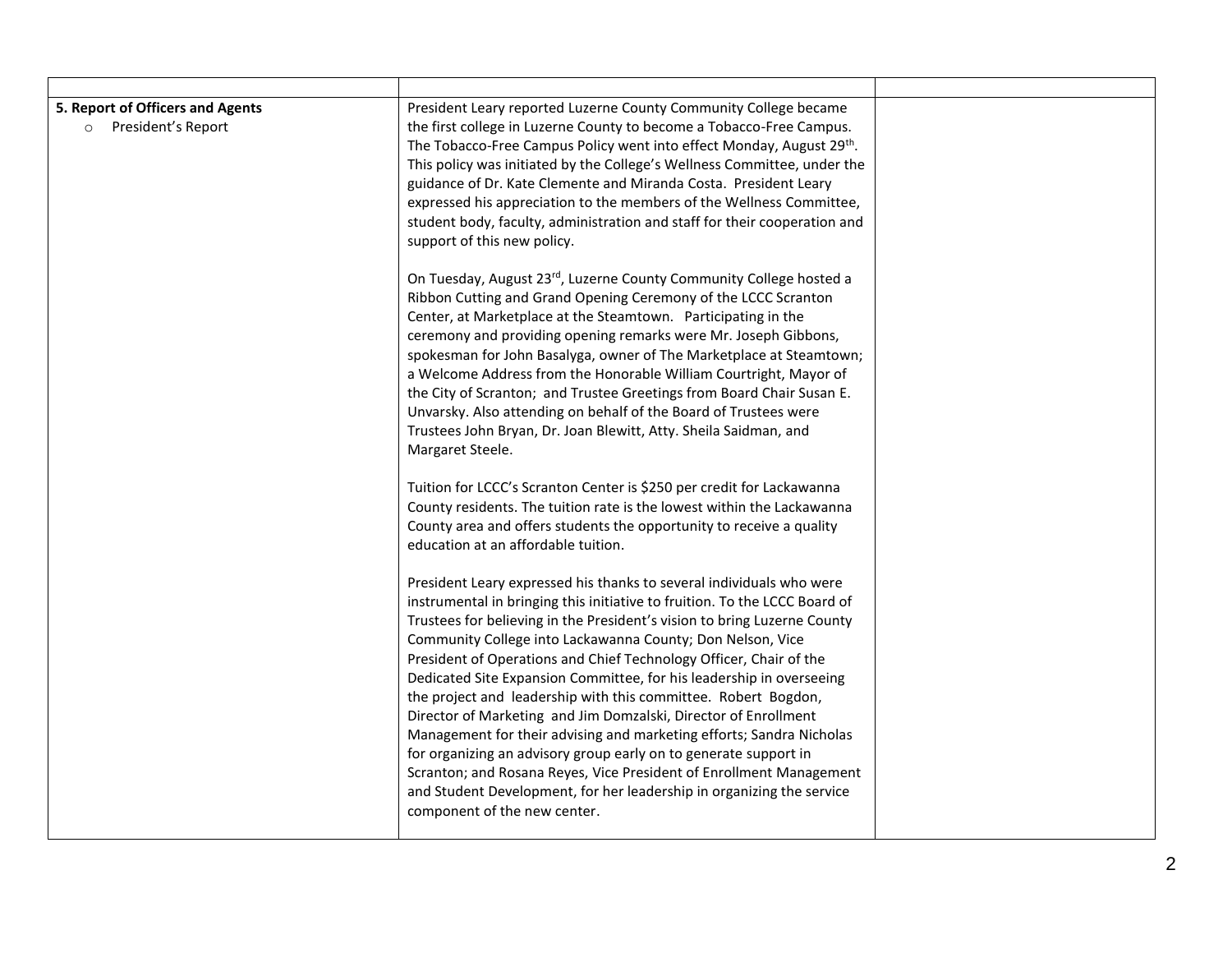|  |  |  |
|---|---|---|
| **5. Report of Officers and Agents**<br>○ President's Report | President Leary reported Luzerne County Community College became the first college in Luzerne County to become a Tobacco-Free Campus. The Tobacco-Free Campus Policy went into effect Monday, August 29th. This policy was initiated by the College's Wellness Committee, under the guidance of Dr. Kate Clemente and Miranda Costa. President Leary expressed his appreciation to the members of the Wellness Committee, student body, faculty, administration and staff for their cooperation and support of this new policy.<br><br>On Tuesday, August 23rd, Luzerne County Community College hosted a Ribbon Cutting and Grand Opening Ceremony of the LCCC Scranton Center, at Marketplace at the Steamtown. Participating in the ceremony and providing opening remarks were Mr. Joseph Gibbons, spokesman for John Basalyga, owner of The Marketplace at Steamtown; a Welcome Address from the Honorable William Courtright, Mayor of the City of Scranton; and Trustee Greetings from Board Chair Susan E. Unvarsky. Also attending on behalf of the Board of Trustees were Trustees John Bryan, Dr. Joan Blewitt, Atty. Sheila Saidman, and Margaret Steele.<br><br>Tuition for LCCC's Scranton Center is $250 per credit for Lackawanna County residents. The tuition rate is the lowest within the Lackawanna County area and offers students the opportunity to receive a quality education at an affordable tuition.<br><br>President Leary expressed his thanks to several individuals who were instrumental in bringing this initiative to fruition. To the LCCC Board of Trustees for believing in the President's vision to bring Luzerne County Community College into Lackawanna County; Don Nelson, Vice President of Operations and Chief Technology Officer, Chair of the Dedicated Site Expansion Committee, for his leadership in overseeing the project and leadership with this committee. Robert Bogdon, Director of Marketing and Jim Domzalski, Director of Enrollment Management for their advising and marketing efforts; Sandra Nicholas for organizing an advisory group early on to generate support in Scranton; and Rosana Reyes, Vice President of Enrollment Management and Student Development, for her leadership in organizing the service component of the new center. |  |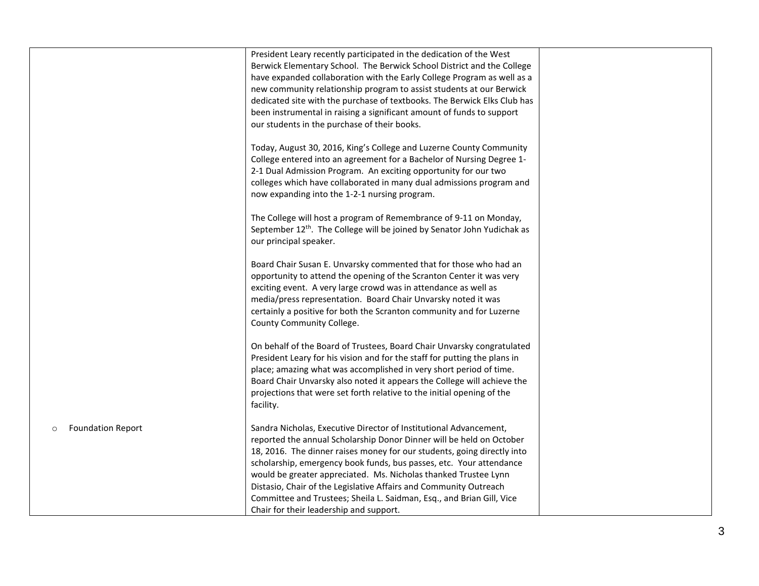| | | |
|---|---|---|
| | President Leary recently participated in the dedication of the West Berwick Elementary School. The Berwick School District and the College have expanded collaboration with the Early College Program as well as a new community relationship program to assist students at our Berwick dedicated site with the purchase of textbooks. The Berwick Elks Club has been instrumental in raising a significant amount of funds to support our students in the purchase of their books.<br><br>Today, August 30, 2016, King's College and Luzerne County Community College entered into an agreement for a Bachelor of Nursing Degree 1-2-1 Dual Admission Program. An exciting opportunity for our two colleges which have collaborated in many dual admissions program and now expanding into the 1-2-1 nursing program.<br><br>The College will host a program of Remembrance of 9-11 on Monday, September 12th. The College will be joined by Senator John Yudichak as our principal speaker.<br><br>Board Chair Susan E. Unvarsky commented that for those who had an opportunity to attend the opening of the Scranton Center it was very exciting event. A very large crowd was in attendance as well as media/press representation. Board Chair Unvarsky noted it was certainly a positive for both the Scranton community and for Luzerne County Community College.<br><br>On behalf of the Board of Trustees, Board Chair Unvarsky congratulated President Leary for his vision and for the staff for putting the plans in place; amazing what was accomplished in very short period of time. Board Chair Unvarsky also noted it appears the College will achieve the projections that were set forth relative to the initial opening of the facility. | |
| ○ Foundation Report | Sandra Nicholas, Executive Director of Institutional Advancement, reported the annual Scholarship Donor Dinner will be held on October 18, 2016. The dinner raises money for our students, going directly into scholarship, emergency book funds, bus passes, etc. Your attendance would be greater appreciated. Ms. Nicholas thanked Trustee Lynn Distasio, Chair of the Legislative Affairs and Community Outreach Committee and Trustees; Sheila L. Saidman, Esq., and Brian Gill, Vice Chair for their leadership and support. | |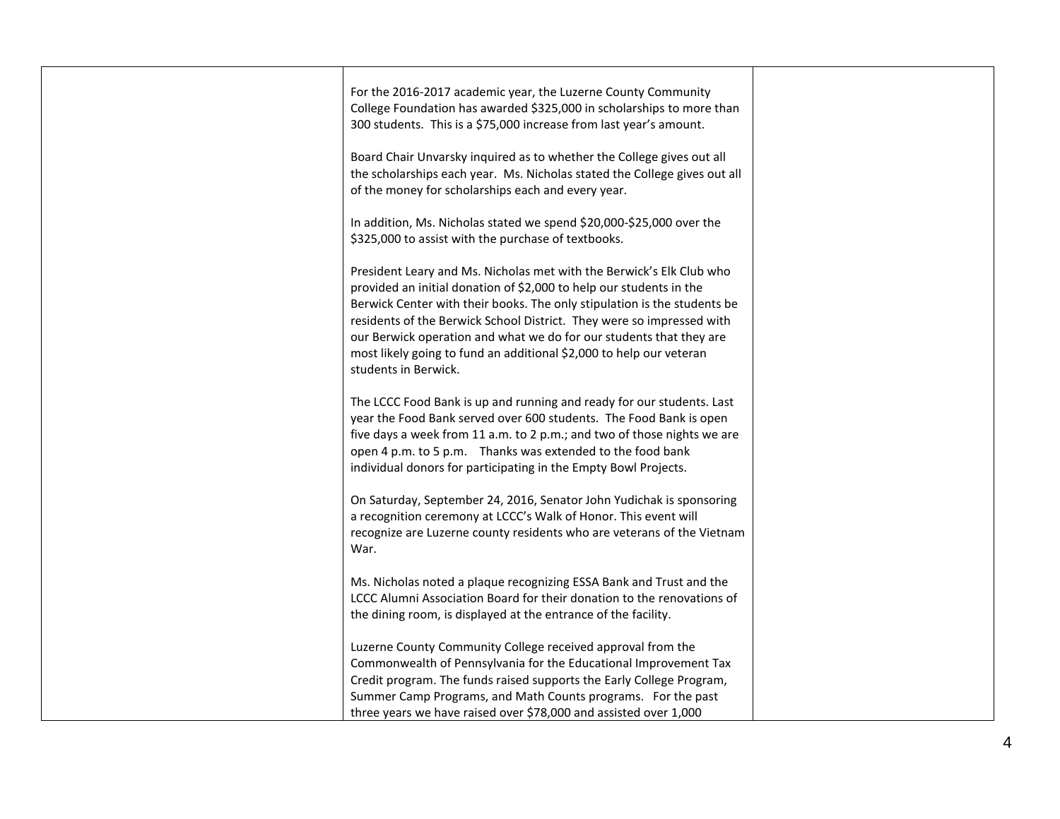| | | |
|---|---|---|
| | For the 2016-2017 academic year, the Luzerne County Community College Foundation has awarded $325,000 in scholarships to more than 300 students. This is a $75,000 increase from last year's amount.<br><br>Board Chair Unvarsky inquired as to whether the College gives out all the scholarships each year. Ms. Nicholas stated the College gives out all of the money for scholarships each and every year.<br><br>In addition, Ms. Nicholas stated we spend $20,000-$25,000 over the $325,000 to assist with the purchase of textbooks.<br><br>President Leary and Ms. Nicholas met with the Berwick's Elk Club who provided an initial donation of $2,000 to help our students in the Berwick Center with their books. The only stipulation is the students be residents of the Berwick School District. They were so impressed with our Berwick operation and what we do for our students that they are most likely going to fund an additional $2,000 to help our veteran students in Berwick.<br><br>The LCCC Food Bank is up and running and ready for our students. Last year the Food Bank served over 600 students. The Food Bank is open five days a week from 11 a.m. to 2 p.m.; and two of those nights we are open 4 p.m. to 5 p.m. Thanks was extended to the food bank individual donors for participating in the Empty Bowl Projects.<br><br>On Saturday, September 24, 2016, Senator John Yudichak is sponsoring a recognition ceremony at LCCC's Walk of Honor. This event will recognize are Luzerne county residents who are veterans of the Vietnam War.<br><br>Ms. Nicholas noted a plaque recognizing ESSA Bank and Trust and the LCCC Alumni Association Board for their donation to the renovations of the dining room, is displayed at the entrance of the facility.<br><br>Luzerne County Community College received approval from the Commonwealth of Pennsylvania for the Educational Improvement Tax Credit program. The funds raised supports the Early College Program, Summer Camp Programs, and Math Counts programs. For the past three years we have raised over $78,000 and assisted over 1,000 | |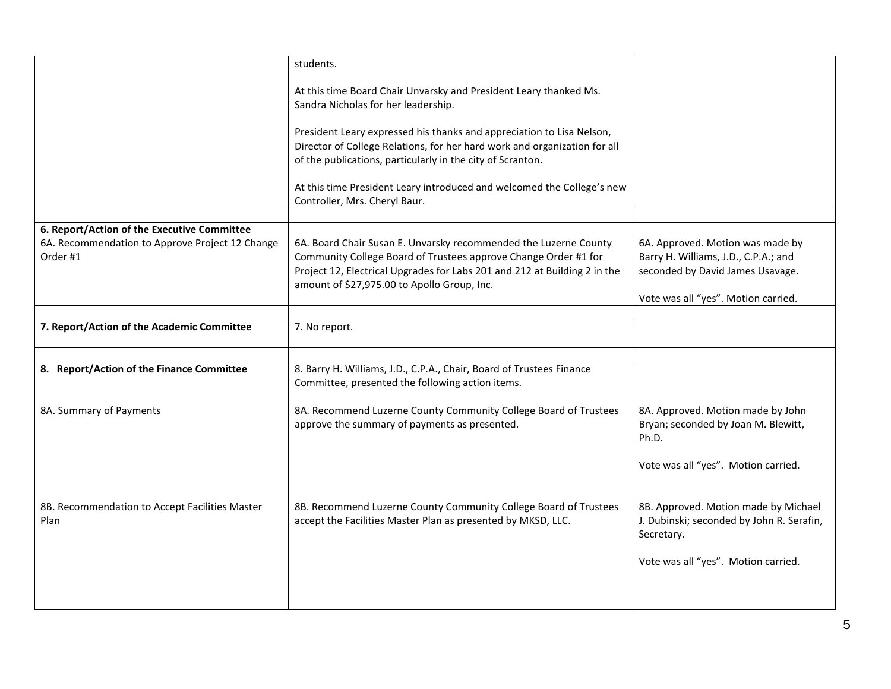| | | |
|---|---|---|
| | students.<br><br>At this time Board Chair Unvarsky and President Leary thanked Ms. Sandra Nicholas for her leadership.<br><br>President Leary expressed his thanks and appreciation to Lisa Nelson, Director of College Relations, for her hard work and organization for all of the publications, particularly in the city of Scranton.<br><br>At this time President Leary introduced and welcomed the College's new Controller, Mrs. Cheryl Baur. | |
| | | |
| **6. Report/Action of the Executive Committee**<br>6A. Recommendation to Approve Project 12 Change Order #1 | 6A. Board Chair Susan E. Unvarsky recommended the Luzerne County Community College Board of Trustees approve Change Order #1 for Project 12, Electrical Upgrades for Labs 201 and 212 at Building 2 in the amount of $27,975.00 to Apollo Group, Inc. | 6A. Approved. Motion was made by Barry H. Williams, J.D., C.P.A.; and seconded by David James Usavage.<br><br>Vote was all "yes". Motion carried. |
| | | |
| **7. Report/Action of the Academic Committee** | 7. No report. | |
| | | |
| **8. Report/Action of the Finance Committee**<br><br>8A. Summary of Payments<br><br><br><br><br>8B. Recommendation to Accept Facilities Master Plan | 8. Barry H. Williams, J.D., C.P.A., Chair, Board of Trustees Finance Committee, presented the following action items.<br><br>8A. Recommend Luzerne County Community College Board of Trustees approve the summary of payments as presented.<br><br><br><br>8B. Recommend Luzerne County Community College Board of Trustees accept the Facilities Master Plan as presented by MKSD, LLC. | <br><br>8A. Approved. Motion made by John Bryan; seconded by Joan M. Blewitt, Ph.D.<br><br>Vote was all "yes". Motion carried.<br><br>8B. Approved. Motion made by Michael J. Dubinski; seconded by John R. Serafin, Secretary.<br><br>Vote was all "yes". Motion carried. |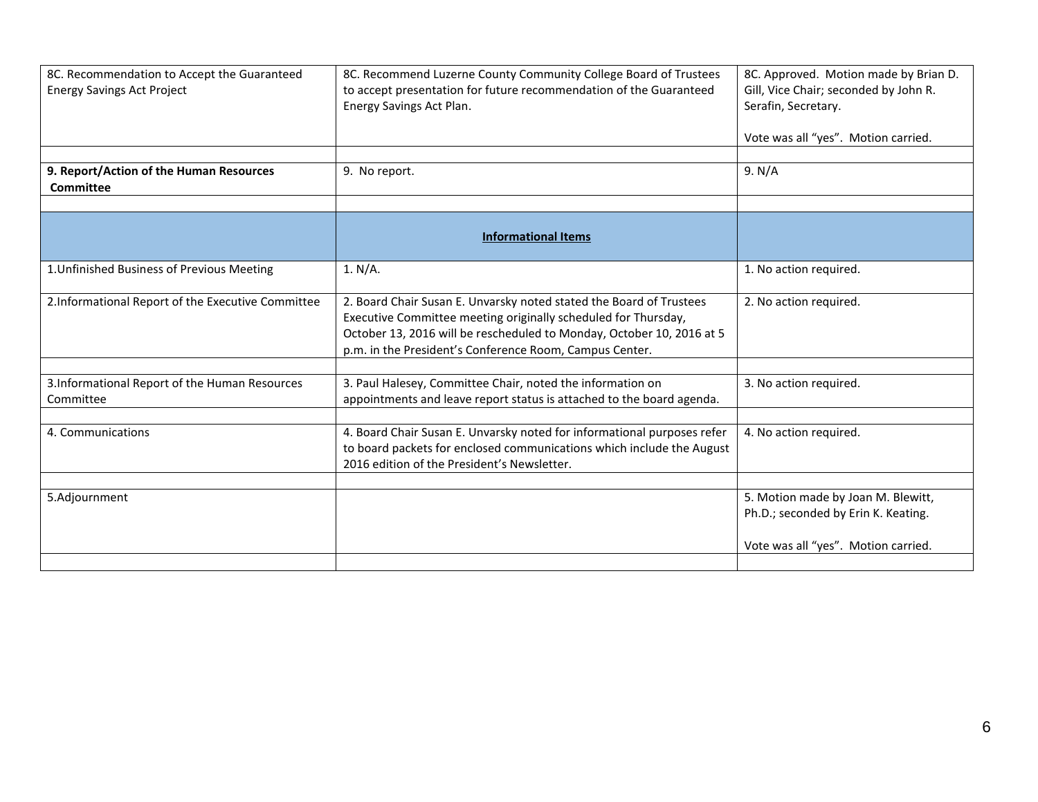| | | |
|---|---|---|
| 8C. Recommendation to Accept the Guaranteed Energy Savings Act Project | 8C. Recommend Luzerne County Community College Board of Trustees to accept presentation for future recommendation of the Guaranteed Energy Savings Act Plan. | 8C. Approved. Motion made by Brian D. Gill, Vice Chair; seconded by John R. Serafin, Secretary.<br><br>Vote was all "yes". Motion carried. |
| | | |
| **9. Report/Action of the Human Resources Committee** | 9. No report. | 9. N/A |
| | | |
| | **<u>Informational Items</u>** | |
| 1.Unfinished Business of Previous Meeting | 1. N/A. | 1. No action required. |
| 2.Informational Report of the Executive Committee | 2. Board Chair Susan E. Unvarsky noted stated the Board of Trustees Executive Committee meeting originally scheduled for Thursday, October 13, 2016 will be rescheduled to Monday, October 10, 2016 at 5 p.m. in the President's Conference Room, Campus Center. | 2. No action required. |
| | | |
| 3.Informational Report of the Human Resources Committee | 3. Paul Halesey, Committee Chair, noted the information on appointments and leave report status is attached to the board agenda. | 3. No action required. |
| | | |
| 4. Communications | 4. Board Chair Susan E. Unvarsky noted for informational purposes refer to board packets for enclosed communications which include the August 2016 edition of the President's Newsletter. | 4. No action required. |
| | | |
| 5.Adjournment | | 5. Motion made by Joan M. Blewitt, Ph.D.; seconded by Erin K. Keating.<br><br>Vote was all "yes". Motion carried. |
| | | |